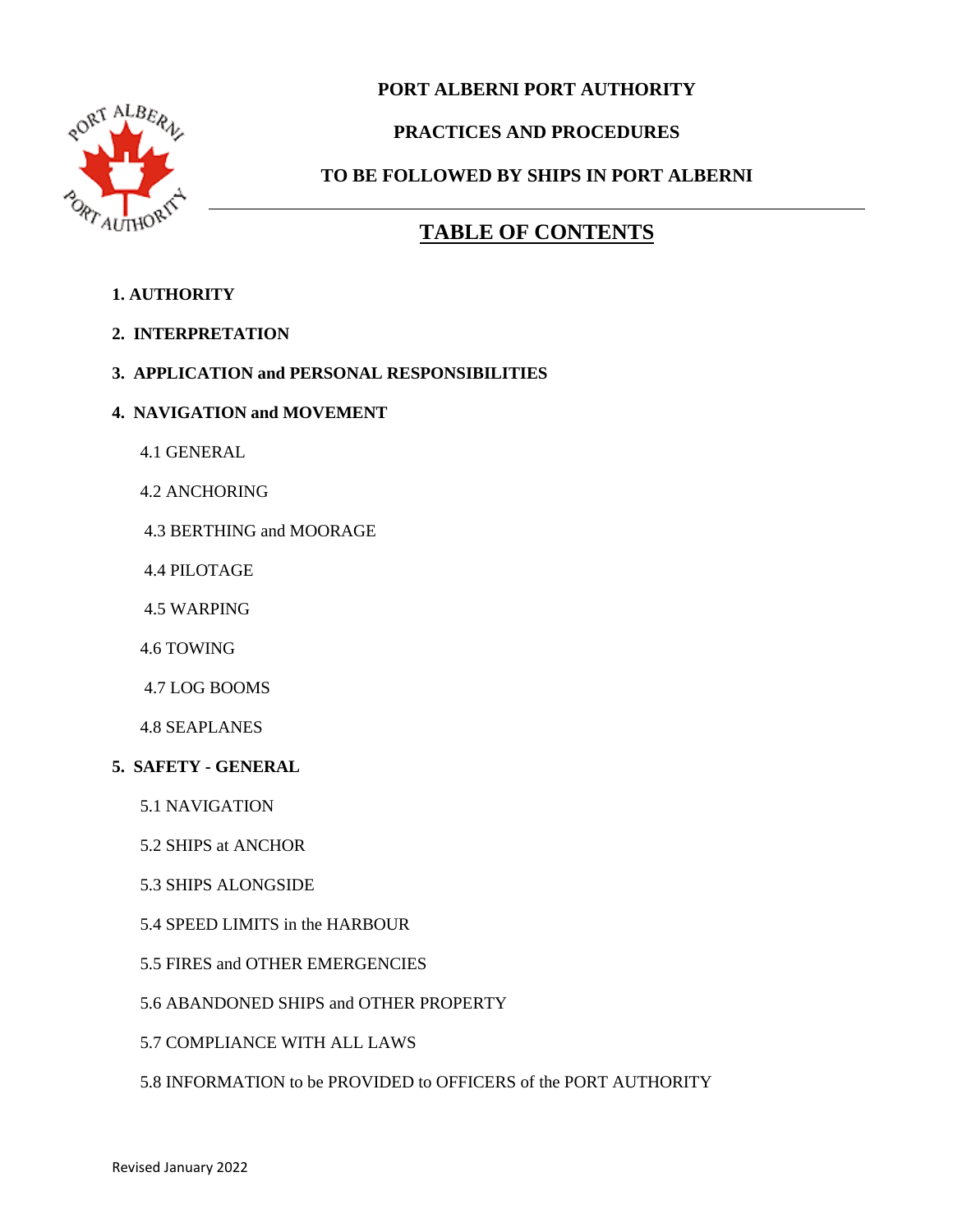# PORT ALBERNI PORT AUTHORITY

## PRACTICES AND PROCEDURES

## TO BE FOLLOWED BY SHIPS IN PORT ALBERNI

## TABLE OF CONTENTS

**1. AUTHORITY**

**2. INTERPRETATION**

**3. APPLICATION and PERSONAL RESPONSIBILITIES**

**4. NAVIGATION and MOVEMENT**

- 4.1 GENERAL
- 4.2 ANCHORING
- 4.3 BERTHING and MOORAGE
- 4.4 PILOTAGE
- 4.5 WARPING
- 4.6 TOWING
- 4.7 LOG BOOMS
- 4.8 SEAPLANES

**5. SAFETY - GENERAL**

- 5.1 NAVIGATION
- 5.2 SHIPS at ANCHOR
- 5.3 SHIPS ALONGSIDE
- 5.4 SPEED LIMITS in the HARBOUR
- 5.5 FIRES and OTHER EMERGENCIES
- 5.6 ABANDONED SHIPS and OTHER PROPERTY
- 5.7 COMPLIANCE WITH ALL LAWS
- 5.8 INFORMATION to be PROVIDED to OFFICERS of the PORT AUTHORITY

Revised January 2022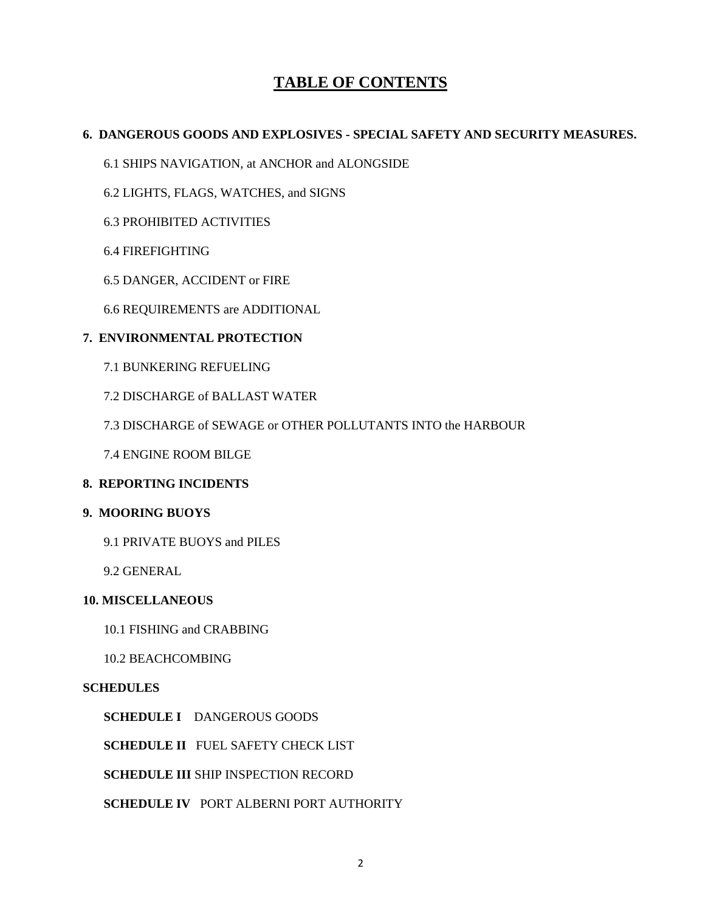# TABLE OF CONTENTS

**6. DANGEROUS GOODS AND EXPLOSIVES - SPECIAL SAFETY AND SECURITY MEASURES.**

6.1 SHIPS NAVIGATION, at ANCHOR and ALONGSIDE

6.2 LIGHTS, FLAGS, WATCHES, and SIGNS

6.3 PROHIBITED ACTIVITIES

6.4 FIREFIGHTING

6.5 DANGER, ACCIDENT or FIRE

6.6 REQUIREMENTS are ADDITIONAL

**7. ENVIRONMENTAL PROTECTION**

7.1 BUNKERING REFUELING

7.2 DISCHARGE of BALLAST WATER

7.3 DISCHARGE of SEWAGE or OTHER POLLUTANTS INTO the HARBOUR

7.4 ENGINE ROOM BILGE

**8. REPORTING INCIDENTS**

**9. MOORING BUOYS**

9.1 PRIVATE BUOYS and PILES

9.2 GENERAL

**10. MISCELLANEOUS**

10.1 FISHING and CRABBING

10.2 BEACHCOMBING

**SCHEDULES**

**SCHEDULE I** DANGEROUS GOODS

**SCHEDULE II** FUEL SAFETY CHECK LIST

**SCHEDULE III** SHIP INSPECTION RECORD

**SCHEDULE IV** PORT ALBERNI PORT AUTHORITY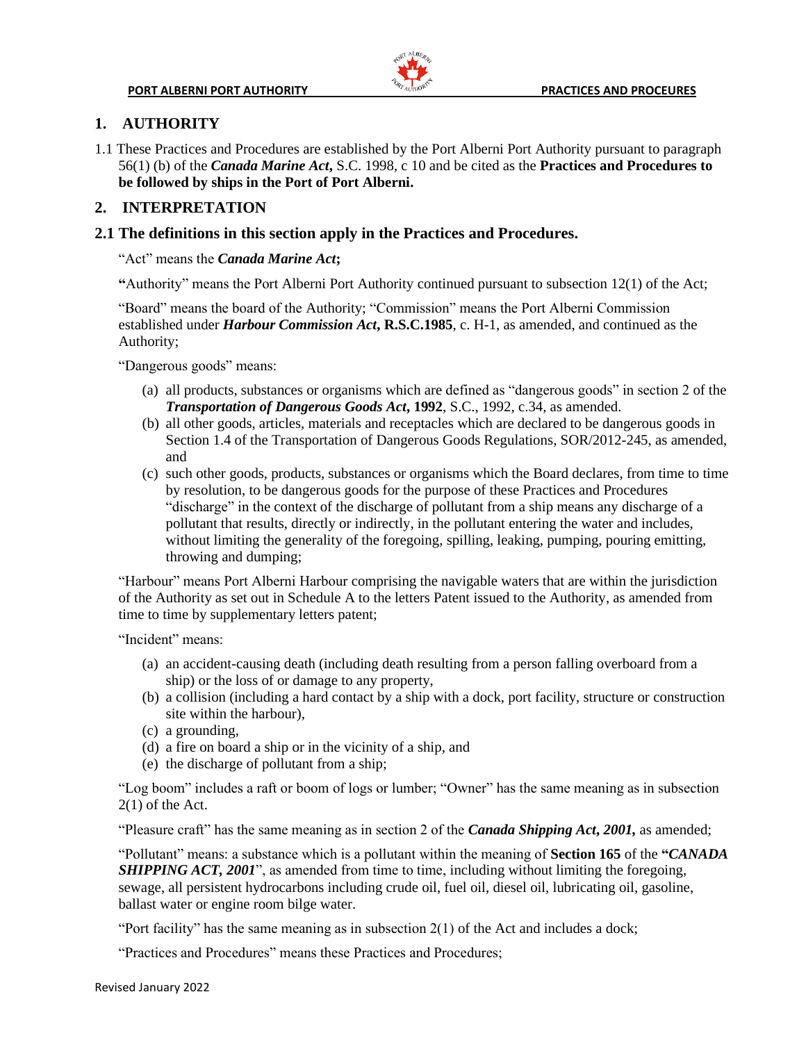# 1. AUTHORITY

1.1 These Practices and Procedures are established by the Port Alberni Port Authority pursuant to paragraph 56(1) (b) of the ***Canada Marine Act*****,** S.C. 1998, c 10 and be cited as the **Practices and Procedures to be followed by ships in the Port of Port Alberni.**

# 2. INTERPRETATION

## 2.1 The definitions in this section apply in the Practices and Procedures.

"Act" means the ***Canada Marine Act*****;**

**"**Authority" means the Port Alberni Port Authority continued pursuant to subsection 12(1) of the Act;

"Board" means the board of the Authority; "Commission" means the Port Alberni Commission established under ***Harbour Commission Act*****, R.S.C.1985**, c. H-1, as amended, and continued as the Authority;

"Dangerous goods" means:

(a) all products, substances or organisms which are defined as "dangerous goods" in section 2 of the ***Transportation of Dangerous Goods Act*****, 1992**, S.C., 1992, c.34, as amended.

(b) all other goods, articles, materials and receptacles which are declared to be dangerous goods in Section 1.4 of the Transportation of Dangerous Goods Regulations, SOR/2012-245, as amended, and

(c) such other goods, products, substances or organisms which the Board declares, from time to time by resolution, to be dangerous goods for the purpose of these Practices and Procedures "discharge" in the context of the discharge of pollutant from a ship means any discharge of a pollutant that results, directly or indirectly, in the pollutant entering the water and includes, without limiting the generality of the foregoing, spilling, leaking, pumping, pouring emitting, throwing and dumping;

"Harbour" means Port Alberni Harbour comprising the navigable waters that are within the jurisdiction of the Authority as set out in Schedule A to the letters Patent issued to the Authority, as amended from time to time by supplementary letters patent;

"Incident" means:

(a) an accident-causing death (including death resulting from a person falling overboard from a ship) or the loss of or damage to any property,

(b) a collision (including a hard contact by a ship with a dock, port facility, structure or construction site within the harbour),

(c) a grounding,

(d) a fire on board a ship or in the vicinity of a ship, and

(e) the discharge of pollutant from a ship;

"Log boom" includes a raft or boom of logs or lumber; "Owner" has the same meaning as in subsection 2(1) of the Act.

"Pleasure craft" has the same meaning as in section 2 of the ***Canada Shipping Act, 2001*****,** as amended;

"Pollutant" means: a substance which is a pollutant within the meaning of **Section 165** of the **"*CANADA SHIPPING ACT, 2001***", as amended from time to time, including without limiting the foregoing, sewage, all persistent hydrocarbons including crude oil, fuel oil, diesel oil, lubricating oil, gasoline, ballast water or engine room bilge water.

"Port facility" has the same meaning as in subsection 2(1) of the Act and includes a dock;

"Practices and Procedures" means these Practices and Procedures;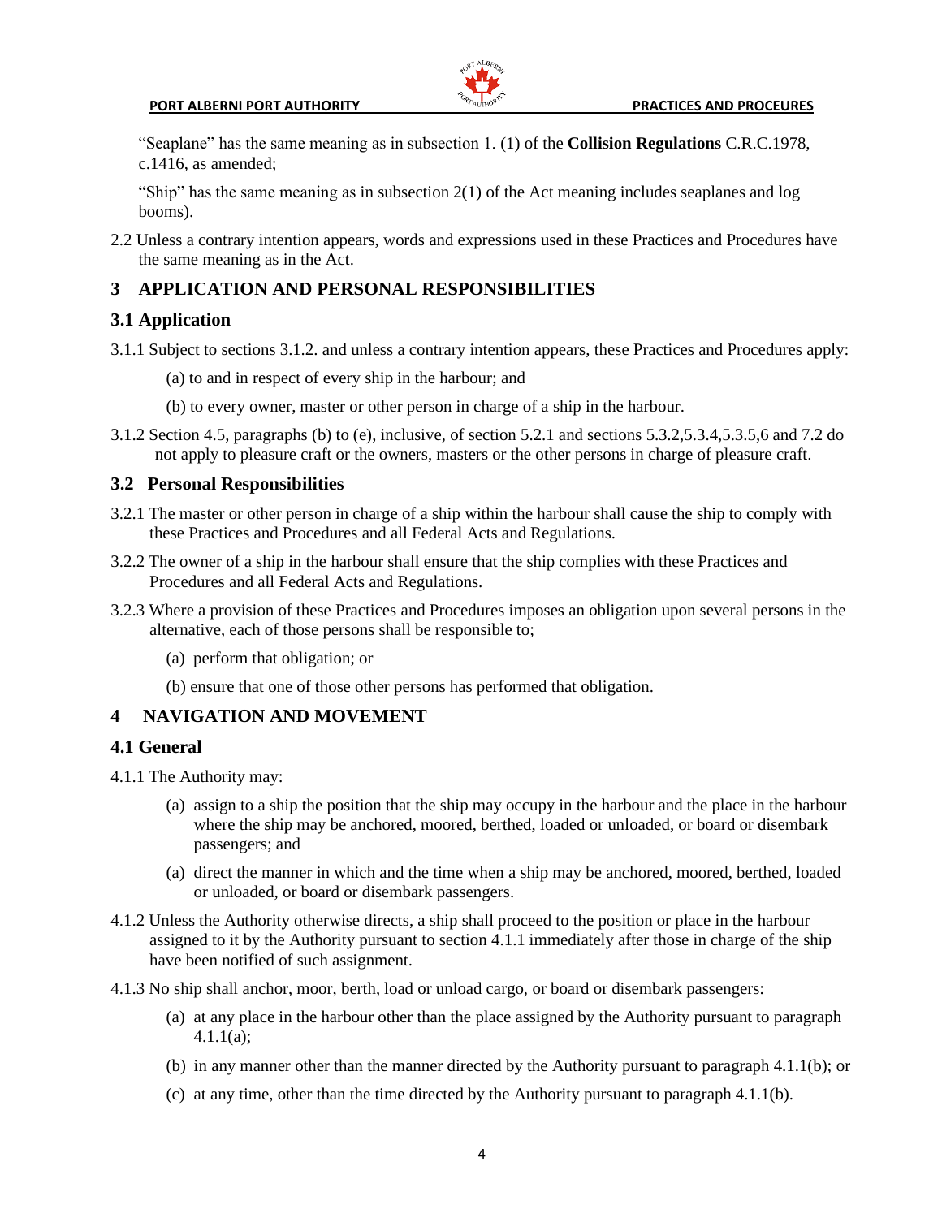"Seaplane" has the same meaning as in subsection 1. (1) of the **Collision Regulations** C.R.C.1978, c.1416, as amended;

"Ship" has the same meaning as in subsection 2(1) of the Act meaning includes seaplanes and log booms).

2.2 Unless a contrary intention appears, words and expressions used in these Practices and Procedures have the same meaning as in the Act.

# 3 APPLICATION AND PERSONAL RESPONSIBILITIES

## 3.1 Application

3.1.1 Subject to sections 3.1.2. and unless a contrary intention appears, these Practices and Procedures apply:

(a) to and in respect of every ship in the harbour; and

(b) to every owner, master or other person in charge of a ship in the harbour.

3.1.2 Section 4.5, paragraphs (b) to (e), inclusive, of section 5.2.1 and sections 5.3.2,5.3.4,5.3.5,6 and 7.2 do not apply to pleasure craft or the owners, masters or the other persons in charge of pleasure craft.

## 3.2 Personal Responsibilities

3.2.1 The master or other person in charge of a ship within the harbour shall cause the ship to comply with these Practices and Procedures and all Federal Acts and Regulations.

3.2.2 The owner of a ship in the harbour shall ensure that the ship complies with these Practices and Procedures and all Federal Acts and Regulations.

3.2.3 Where a provision of these Practices and Procedures imposes an obligation upon several persons in the alternative, each of those persons shall be responsible to;

(a) perform that obligation; or

(b) ensure that one of those other persons has performed that obligation.

# 4 NAVIGATION AND MOVEMENT

## 4.1 General

4.1.1 The Authority may:

(a) assign to a ship the position that the ship may occupy in the harbour and the place in the harbour where the ship may be anchored, moored, berthed, loaded or unloaded, or board or disembark passengers; and

(a) direct the manner in which and the time when a ship may be anchored, moored, berthed, loaded or unloaded, or board or disembark passengers.

4.1.2 Unless the Authority otherwise directs, a ship shall proceed to the position or place in the harbour assigned to it by the Authority pursuant to section 4.1.1 immediately after those in charge of the ship have been notified of such assignment.

4.1.3 No ship shall anchor, moor, berth, load or unload cargo, or board or disembark passengers:

(a) at any place in the harbour other than the place assigned by the Authority pursuant to paragraph 4.1.1(a);

(b) in any manner other than the manner directed by the Authority pursuant to paragraph 4.1.1(b); or

(c) at any time, other than the time directed by the Authority pursuant to paragraph 4.1.1(b).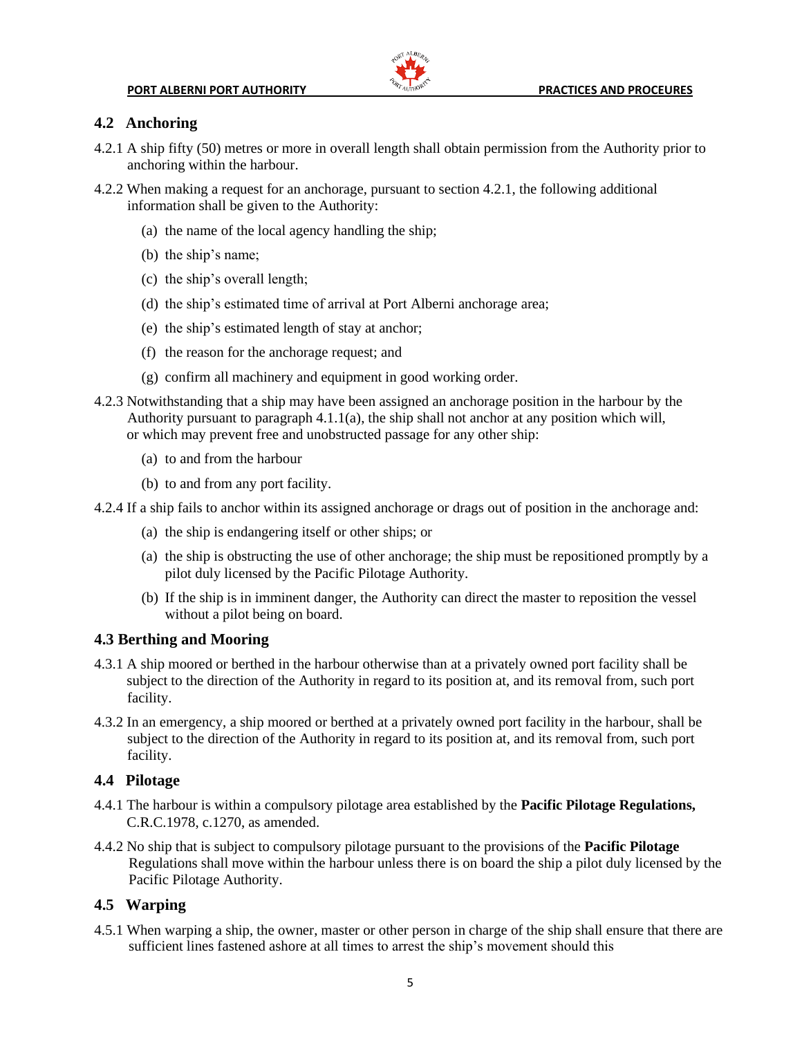## 4.2 Anchoring

4.2.1 A ship fifty (50) metres or more in overall length shall obtain permission from the Authority prior to anchoring within the harbour.

4.2.2 When making a request for an anchorage, pursuant to section 4.2.1, the following additional information shall be given to the Authority:

(a) the name of the local agency handling the ship;

(b) the ship's name;

(c) the ship's overall length;

(d) the ship's estimated time of arrival at Port Alberni anchorage area;

(e) the ship's estimated length of stay at anchor;

(f) the reason for the anchorage request; and

(g) confirm all machinery and equipment in good working order.

4.2.3 Notwithstanding that a ship may have been assigned an anchorage position in the harbour by the Authority pursuant to paragraph 4.1.1(a), the ship shall not anchor at any position which will, or which may prevent free and unobstructed passage for any other ship:

(a) to and from the harbour

(b) to and from any port facility.

4.2.4 If a ship fails to anchor within its assigned anchorage or drags out of position in the anchorage and:

(a) the ship is endangering itself or other ships; or

(a) the ship is obstructing the use of other anchorage; the ship must be repositioned promptly by a pilot duly licensed by the Pacific Pilotage Authority.

(b) If the ship is in imminent danger, the Authority can direct the master to reposition the vessel without a pilot being on board.

## 4.3 Berthing and Mooring

4.3.1 A ship moored or berthed in the harbour otherwise than at a privately owned port facility shall be subject to the direction of the Authority in regard to its position at, and its removal from, such port facility.

4.3.2 In an emergency, a ship moored or berthed at a privately owned port facility in the harbour, shall be subject to the direction of the Authority in regard to its position at, and its removal from, such port facility.

## 4.4 Pilotage

4.4.1 The harbour is within a compulsory pilotage area established by the **Pacific Pilotage Regulations,** C.R.C.1978, c.1270, as amended.

4.4.2 No ship that is subject to compulsory pilotage pursuant to the provisions of the **Pacific Pilotage** Regulations shall move within the harbour unless there is on board the ship a pilot duly licensed by the Pacific Pilotage Authority.

## 4.5 Warping

4.5.1 When warping a ship, the owner, master or other person in charge of the ship shall ensure that there are sufficient lines fastened ashore at all times to arrest the ship's movement should this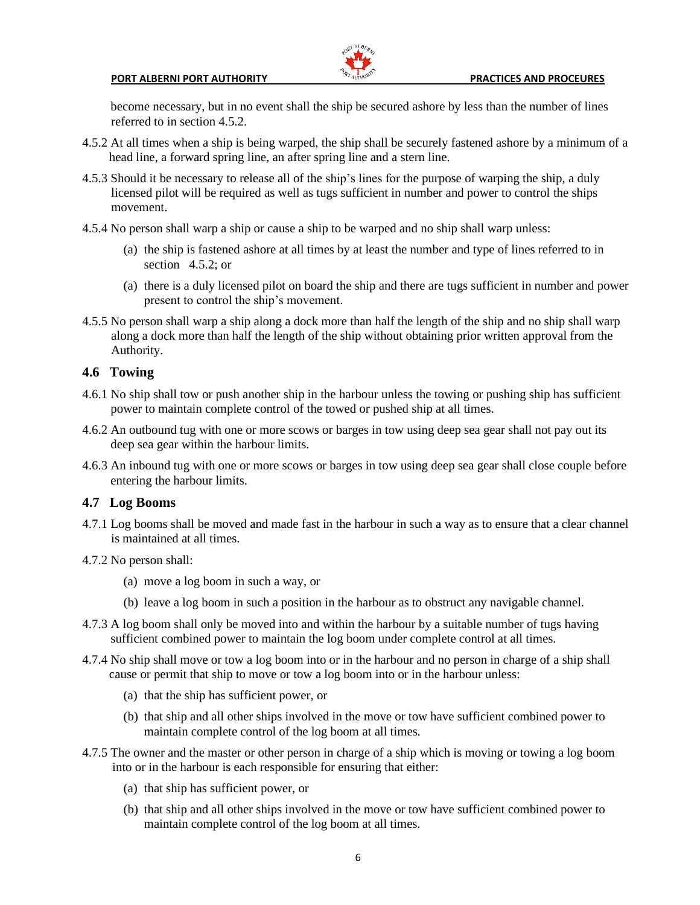become necessary, but in no event shall the ship be secured ashore by less than the number of lines referred to in section 4.5.2.

4.5.2 At all times when a ship is being warped, the ship shall be securely fastened ashore by a minimum of a head line, a forward spring line, an after spring line and a stern line.

4.5.3 Should it be necessary to release all of the ship's lines for the purpose of warping the ship, a duly licensed pilot will be required as well as tugs sufficient in number and power to control the ships movement.

4.5.4 No person shall warp a ship or cause a ship to be warped and no ship shall warp unless:

(a) the ship is fastened ashore at all times by at least the number and type of lines referred to in section 4.5.2; or

(a) there is a duly licensed pilot on board the ship and there are tugs sufficient in number and power present to control the ship's movement.

4.5.5 No person shall warp a ship along a dock more than half the length of the ship and no ship shall warp along a dock more than half the length of the ship without obtaining prior written approval from the Authority.

## 4.6 Towing

4.6.1 No ship shall tow or push another ship in the harbour unless the towing or pushing ship has sufficient power to maintain complete control of the towed or pushed ship at all times.

4.6.2 An outbound tug with one or more scows or barges in tow using deep sea gear shall not pay out its deep sea gear within the harbour limits.

4.6.3 An inbound tug with one or more scows or barges in tow using deep sea gear shall close couple before entering the harbour limits.

## 4.7 Log Booms

4.7.1 Log booms shall be moved and made fast in the harbour in such a way as to ensure that a clear channel is maintained at all times.

4.7.2 No person shall:

(a) move a log boom in such a way, or

(b) leave a log boom in such a position in the harbour as to obstruct any navigable channel.

4.7.3 A log boom shall only be moved into and within the harbour by a suitable number of tugs having sufficient combined power to maintain the log boom under complete control at all times.

4.7.4 No ship shall move or tow a log boom into or in the harbour and no person in charge of a ship shall cause or permit that ship to move or tow a log boom into or in the harbour unless:

(a) that the ship has sufficient power, or

(b) that ship and all other ships involved in the move or tow have sufficient combined power to maintain complete control of the log boom at all times.

4.7.5 The owner and the master or other person in charge of a ship which is moving or towing a log boom into or in the harbour is each responsible for ensuring that either:

(a) that ship has sufficient power, or

(b) that ship and all other ships involved in the move or tow have sufficient combined power to maintain complete control of the log boom at all times.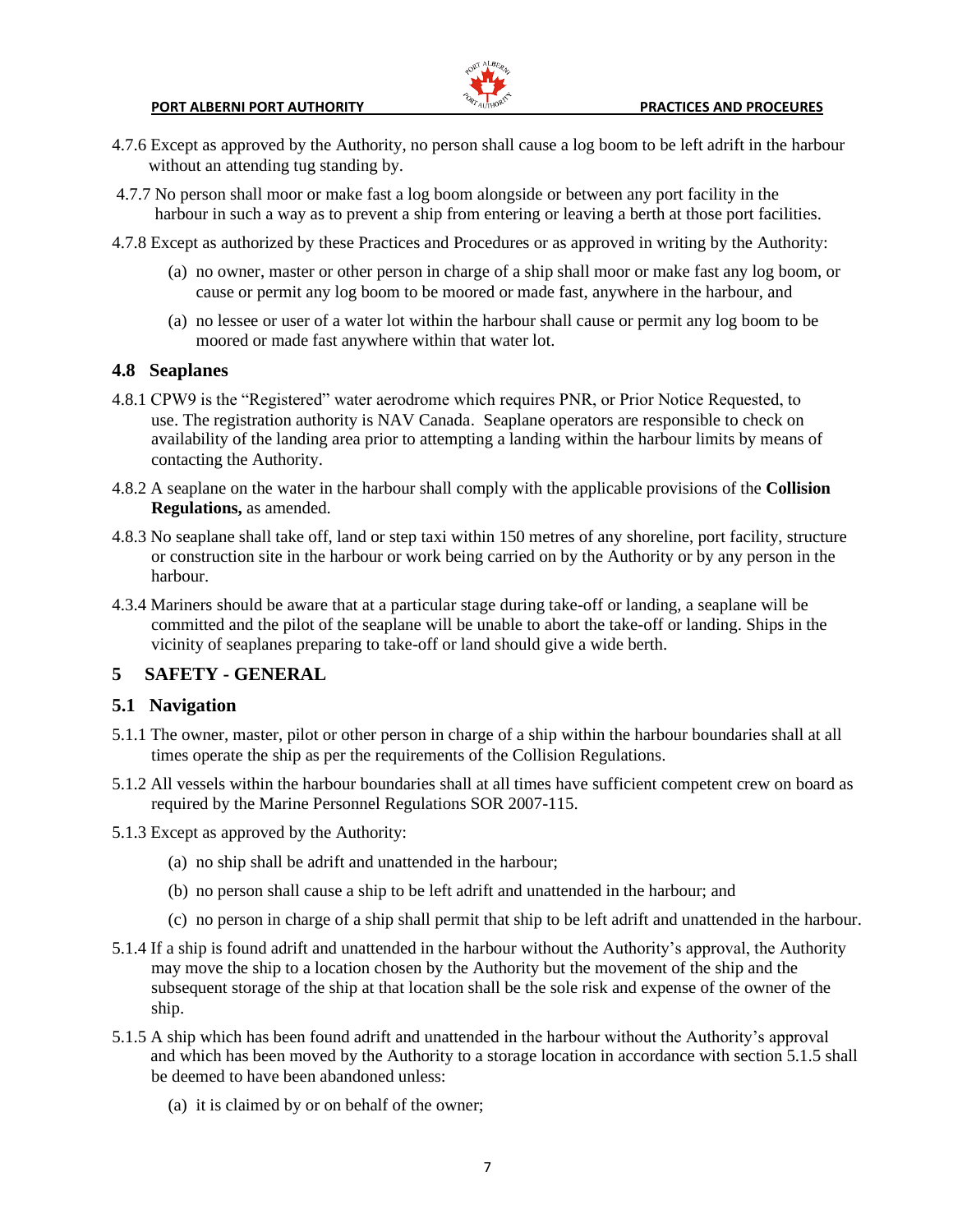4.7.6 Except as approved by the Authority, no person shall cause a log boom to be left adrift in the harbour without an attending tug standing by.

4.7.7 No person shall moor or make fast a log boom alongside or between any port facility in the harbour in such a way as to prevent a ship from entering or leaving a berth at those port facilities.

4.7.8 Except as authorized by these Practices and Procedures or as approved in writing by the Authority:

(a) no owner, master or other person in charge of a ship shall moor or make fast any log boom, or cause or permit any log boom to be moored or made fast, anywhere in the harbour, and

(a) no lessee or user of a water lot within the harbour shall cause or permit any log boom to be moored or made fast anywhere within that water lot.

### 4.8 Seaplanes

4.8.1 CPW9 is the "Registered" water aerodrome which requires PNR, or Prior Notice Requested, to use. The registration authority is NAV Canada. Seaplane operators are responsible to check on availability of the landing area prior to attempting a landing within the harbour limits by means of contacting the Authority.

4.8.2 A seaplane on the water in the harbour shall comply with the applicable provisions of the **Collision Regulations,** as amended.

4.8.3 No seaplane shall take off, land or step taxi within 150 metres of any shoreline, port facility, structure or construction site in the harbour or work being carried on by the Authority or by any person in the harbour.

4.3.4 Mariners should be aware that at a particular stage during take-off or landing, a seaplane will be committed and the pilot of the seaplane will be unable to abort the take-off or landing. Ships in the vicinity of seaplanes preparing to take-off or land should give a wide berth.

## 5 SAFETY - GENERAL

### 5.1 Navigation

5.1.1 The owner, master, pilot or other person in charge of a ship within the harbour boundaries shall at all times operate the ship as per the requirements of the Collision Regulations.

5.1.2 All vessels within the harbour boundaries shall at all times have sufficient competent crew on board as required by the Marine Personnel Regulations SOR 2007-115.

5.1.3 Except as approved by the Authority:

(a) no ship shall be adrift and unattended in the harbour;

(b) no person shall cause a ship to be left adrift and unattended in the harbour; and

(c) no person in charge of a ship shall permit that ship to be left adrift and unattended in the harbour.

5.1.4 If a ship is found adrift and unattended in the harbour without the Authority's approval, the Authority may move the ship to a location chosen by the Authority but the movement of the ship and the subsequent storage of the ship at that location shall be the sole risk and expense of the owner of the ship.

5.1.5 A ship which has been found adrift and unattended in the harbour without the Authority's approval and which has been moved by the Authority to a storage location in accordance with section 5.1.5 shall be deemed to have been abandoned unless:

(a) it is claimed by or on behalf of the owner;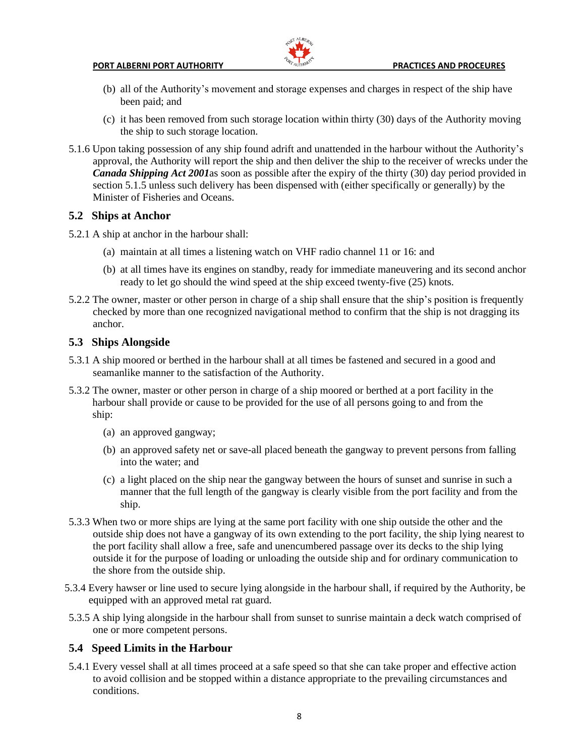(b) all of the Authority's movement and storage expenses and charges in respect of the ship have been paid; and

(c) it has been removed from such storage location within thirty (30) days of the Authority moving the ship to such storage location.

5.1.6 Upon taking possession of any ship found adrift and unattended in the harbour without the Authority's approval, the Authority will report the ship and then deliver the ship to the receiver of wrecks under the ***Canada Shipping Act 2001***as soon as possible after the expiry of the thirty (30) day period provided in section 5.1.5 unless such delivery has been dispensed with (either specifically or generally) by the Minister of Fisheries and Oceans.

## 5.2 Ships at Anchor

5.2.1 A ship at anchor in the harbour shall:

(a) maintain at all times a listening watch on VHF radio channel 11 or 16: and

(b) at all times have its engines on standby, ready for immediate maneuvering and its second anchor ready to let go should the wind speed at the ship exceed twenty-five (25) knots.

5.2.2 The owner, master or other person in charge of a ship shall ensure that the ship's position is frequently checked by more than one recognized navigational method to confirm that the ship is not dragging its anchor.

## 5.3 Ships Alongside

5.3.1 A ship moored or berthed in the harbour shall at all times be fastened and secured in a good and seamanlike manner to the satisfaction of the Authority.

5.3.2 The owner, master or other person in charge of a ship moored or berthed at a port facility in the harbour shall provide or cause to be provided for the use of all persons going to and from the ship:

(a) an approved gangway;

(b) an approved safety net or save-all placed beneath the gangway to prevent persons from falling into the water; and

(c) a light placed on the ship near the gangway between the hours of sunset and sunrise in such a manner that the full length of the gangway is clearly visible from the port facility and from the ship.

5.3.3 When two or more ships are lying at the same port facility with one ship outside the other and the outside ship does not have a gangway of its own extending to the port facility, the ship lying nearest to the port facility shall allow a free, safe and unencumbered passage over its decks to the ship lying outside it for the purpose of loading or unloading the outside ship and for ordinary communication to the shore from the outside ship.

5.3.4 Every hawser or line used to secure lying alongside in the harbour shall, if required by the Authority, be equipped with an approved metal rat guard.

5.3.5 A ship lying alongside in the harbour shall from sunset to sunrise maintain a deck watch comprised of one or more competent persons.

## 5.4 Speed Limits in the Harbour

5.4.1 Every vessel shall at all times proceed at a safe speed so that she can take proper and effective action to avoid collision and be stopped within a distance appropriate to the prevailing circumstances and conditions.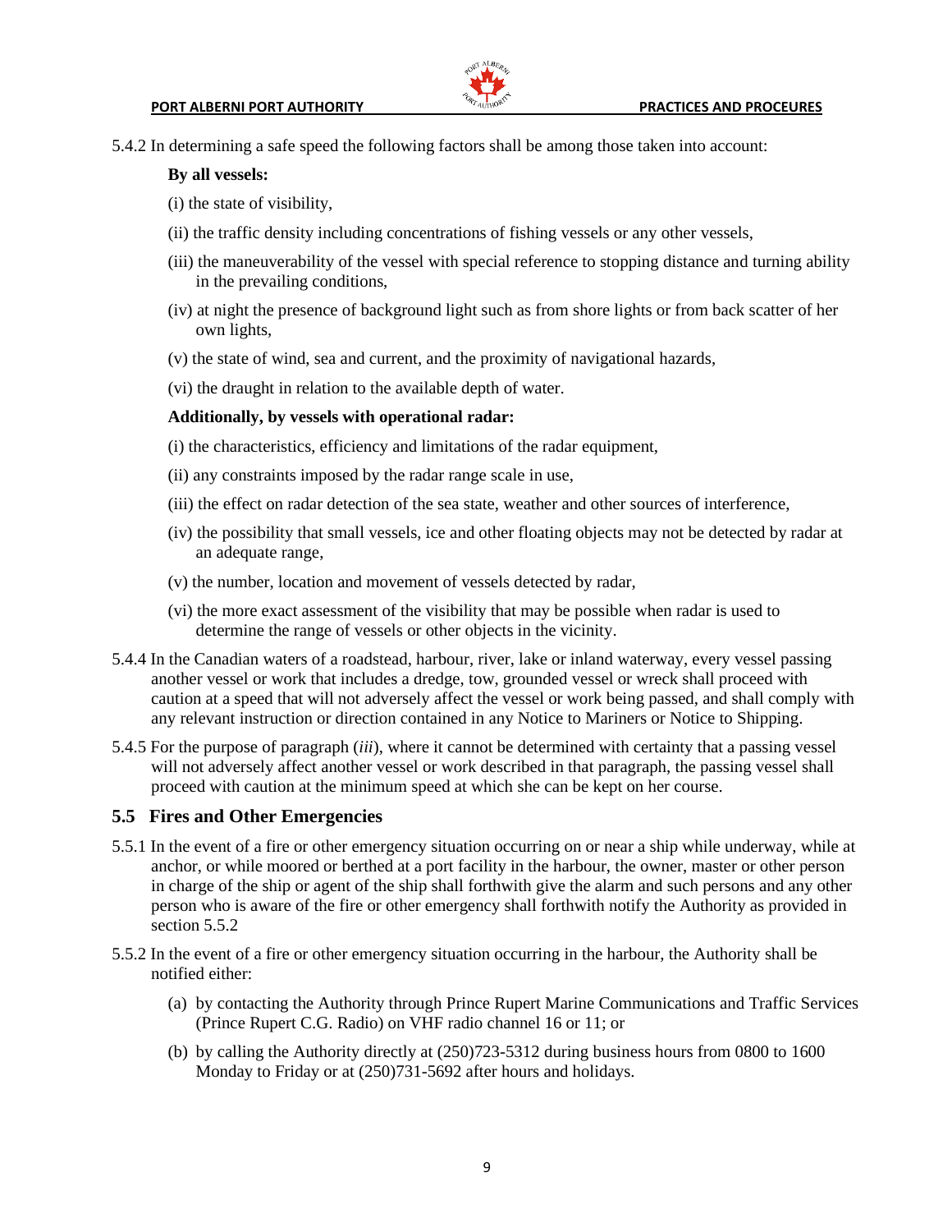5.4.2 In determining a safe speed the following factors shall be among those taken into account:

**By all vessels:**

(i) the state of visibility,

(ii) the traffic density including concentrations of fishing vessels or any other vessels,

(iii) the maneuverability of the vessel with special reference to stopping distance and turning ability in the prevailing conditions,

(iv) at night the presence of background light such as from shore lights or from back scatter of her own lights,

(v) the state of wind, sea and current, and the proximity of navigational hazards,

(vi) the draught in relation to the available depth of water.

**Additionally, by vessels with operational radar:**

(i) the characteristics, efficiency and limitations of the radar equipment,

(ii) any constraints imposed by the radar range scale in use,

(iii) the effect on radar detection of the sea state, weather and other sources of interference,

(iv) the possibility that small vessels, ice and other floating objects may not be detected by radar at an adequate range,

(v) the number, location and movement of vessels detected by radar,

(vi) the more exact assessment of the visibility that may be possible when radar is used to determine the range of vessels or other objects in the vicinity.

5.4.4 In the Canadian waters of a roadstead, harbour, river, lake or inland waterway, every vessel passing another vessel or work that includes a dredge, tow, grounded vessel or wreck shall proceed with caution at a speed that will not adversely affect the vessel or work being passed, and shall comply with any relevant instruction or direction contained in any Notice to Mariners or Notice to Shipping.

5.4.5 For the purpose of paragraph (*iii*), where it cannot be determined with certainty that a passing vessel will not adversely affect another vessel or work described in that paragraph, the passing vessel shall proceed with caution at the minimum speed at which she can be kept on her course.

## 5.5 Fires and Other Emergencies

5.5.1 In the event of a fire or other emergency situation occurring on or near a ship while underway, while at anchor, or while moored or berthed at a port facility in the harbour, the owner, master or other person in charge of the ship or agent of the ship shall forthwith give the alarm and such persons and any other person who is aware of the fire or other emergency shall forthwith notify the Authority as provided in section 5.5.2

5.5.2 In the event of a fire or other emergency situation occurring in the harbour, the Authority shall be notified either:

(a) by contacting the Authority through Prince Rupert Marine Communications and Traffic Services (Prince Rupert C.G. Radio) on VHF radio channel 16 or 11; or

(b) by calling the Authority directly at (250)723-5312 during business hours from 0800 to 1600 Monday to Friday or at (250)731-5692 after hours and holidays.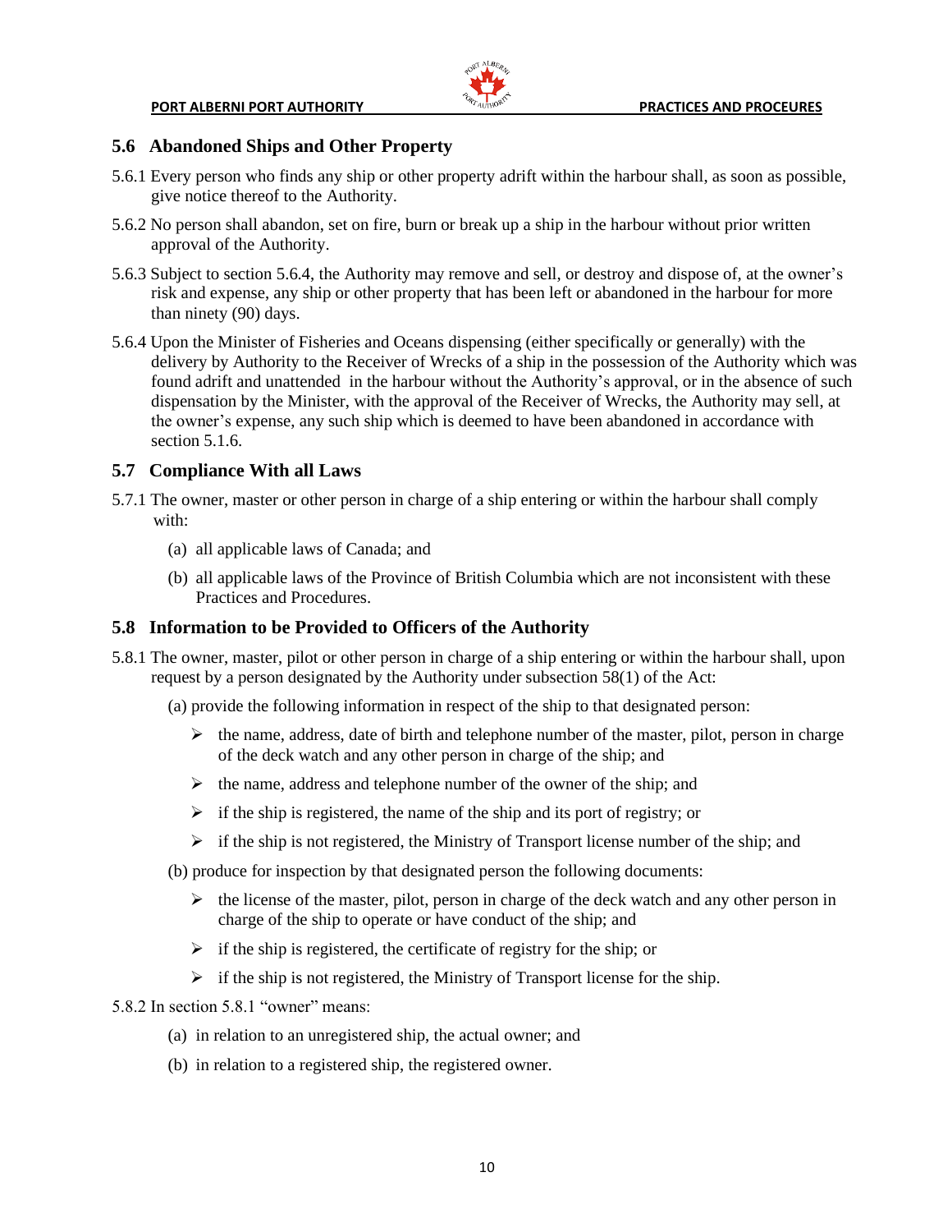## 5.6 Abandoned Ships and Other Property

5.6.1 Every person who finds any ship or other property adrift within the harbour shall, as soon as possible, give notice thereof to the Authority.

5.6.2 No person shall abandon, set on fire, burn or break up a ship in the harbour without prior written approval of the Authority.

5.6.3 Subject to section 5.6.4, the Authority may remove and sell, or destroy and dispose of, at the owner's risk and expense, any ship or other property that has been left or abandoned in the harbour for more than ninety (90) days.

5.6.4 Upon the Minister of Fisheries and Oceans dispensing (either specifically or generally) with the delivery by Authority to the Receiver of Wrecks of a ship in the possession of the Authority which was found adrift and unattended in the harbour without the Authority's approval, or in the absence of such dispensation by the Minister, with the approval of the Receiver of Wrecks, the Authority may sell, at the owner's expense, any such ship which is deemed to have been abandoned in accordance with section 5.1.6.

## 5.7 Compliance With all Laws

5.7.1 The owner, master or other person in charge of a ship entering or within the harbour shall comply with:

(a) all applicable laws of Canada; and

(b) all applicable laws of the Province of British Columbia which are not inconsistent with these Practices and Procedures.

## 5.8 Information to be Provided to Officers of the Authority

5.8.1 The owner, master, pilot or other person in charge of a ship entering or within the harbour shall, upon request by a person designated by the Authority under subsection 58(1) of the Act:

(a) provide the following information in respect of the ship to that designated person:

- the name, address, date of birth and telephone number of the master, pilot, person in charge of the deck watch and any other person in charge of the ship; and
- the name, address and telephone number of the owner of the ship; and
- if the ship is registered, the name of the ship and its port of registry; or
- if the ship is not registered, the Ministry of Transport license number of the ship; and

(b) produce for inspection by that designated person the following documents:

- the license of the master, pilot, person in charge of the deck watch and any other person in charge of the ship to operate or have conduct of the ship; and
- if the ship is registered, the certificate of registry for the ship; or
- if the ship is not registered, the Ministry of Transport license for the ship.

5.8.2 In section 5.8.1 "owner" means:

(a) in relation to an unregistered ship, the actual owner; and

(b) in relation to a registered ship, the registered owner.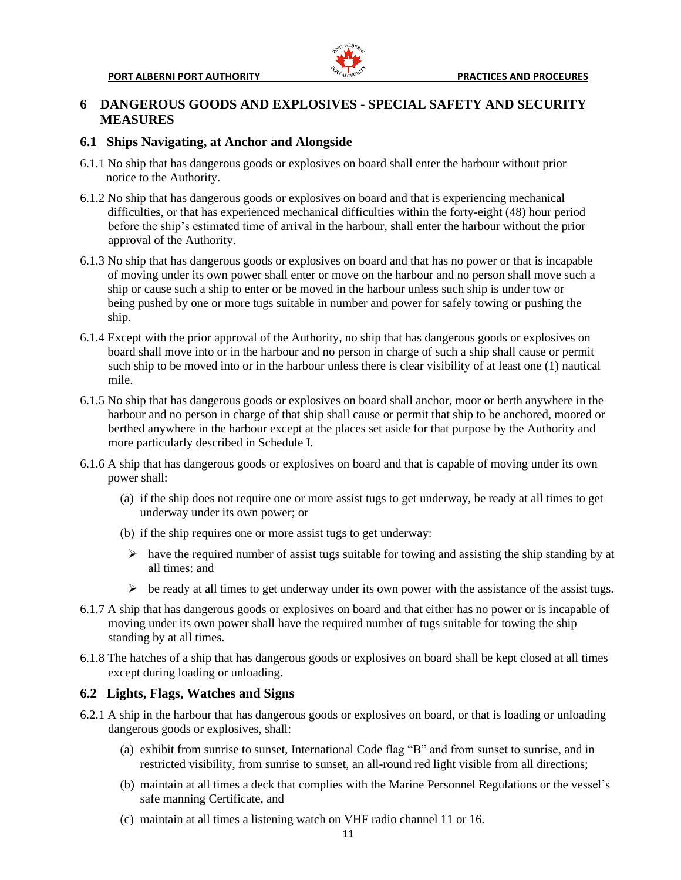# 6 DANGEROUS GOODS AND EXPLOSIVES - SPECIAL SAFETY AND SECURITY MEASURES

## 6.1 Ships Navigating, at Anchor and Alongside

6.1.1 No ship that has dangerous goods or explosives on board shall enter the harbour without prior notice to the Authority.

6.1.2 No ship that has dangerous goods or explosives on board and that is experiencing mechanical difficulties, or that has experienced mechanical difficulties within the forty-eight (48) hour period before the ship's estimated time of arrival in the harbour, shall enter the harbour without the prior approval of the Authority.

6.1.3 No ship that has dangerous goods or explosives on board and that has no power or that is incapable of moving under its own power shall enter or move on the harbour and no person shall move such a ship or cause such a ship to enter or be moved in the harbour unless such ship is under tow or being pushed by one or more tugs suitable in number and power for safely towing or pushing the ship.

6.1.4 Except with the prior approval of the Authority, no ship that has dangerous goods or explosives on board shall move into or in the harbour and no person in charge of such a ship shall cause or permit such ship to be moved into or in the harbour unless there is clear visibility of at least one (1) nautical mile.

6.1.5 No ship that has dangerous goods or explosives on board shall anchor, moor or berth anywhere in the harbour and no person in charge of that ship shall cause or permit that ship to be anchored, moored or berthed anywhere in the harbour except at the places set aside for that purpose by the Authority and more particularly described in Schedule I.

6.1.6 A ship that has dangerous goods or explosives on board and that is capable of moving under its own power shall:

- (a) if the ship does not require one or more assist tugs to get underway, be ready at all times to get underway under its own power; or
- (b) if the ship requires one or more assist tugs to get underway:
  - ➢ have the required number of assist tugs suitable for towing and assisting the ship standing by at all times: and
  - ➢ be ready at all times to get underway under its own power with the assistance of the assist tugs.

6.1.7 A ship that has dangerous goods or explosives on board and that either has no power or is incapable of moving under its own power shall have the required number of tugs suitable for towing the ship standing by at all times.

6.1.8 The hatches of a ship that has dangerous goods or explosives on board shall be kept closed at all times except during loading or unloading.

## 6.2 Lights, Flags, Watches and Signs

6.2.1 A ship in the harbour that has dangerous goods or explosives on board, or that is loading or unloading dangerous goods or explosives, shall:

- (a) exhibit from sunrise to sunset, International Code flag "B" and from sunset to sunrise, and in restricted visibility, from sunrise to sunset, an all-round red light visible from all directions;
- (b) maintain at all times a deck that complies with the Marine Personnel Regulations or the vessel's safe manning Certificate, and
- (c) maintain at all times a listening watch on VHF radio channel 11 or 16.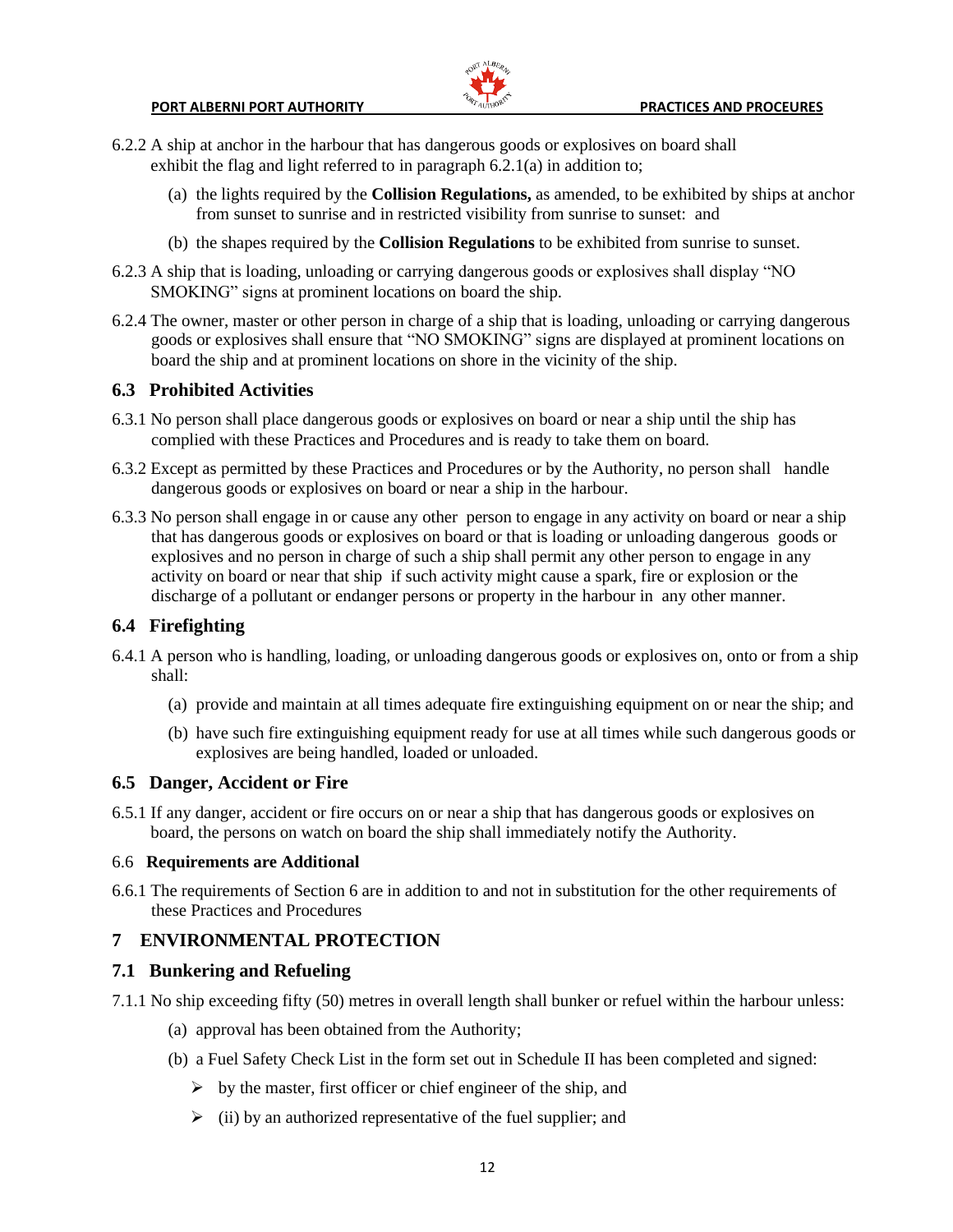6.2.2 A ship at anchor in the harbour that has dangerous goods or explosives on board shall exhibit the flag and light referred to in paragraph 6.2.1(a) in addition to;

- (a) the lights required by the **Collision Regulations,** as amended, to be exhibited by ships at anchor from sunset to sunrise and in restricted visibility from sunrise to sunset: and
- (b) the shapes required by the **Collision Regulations** to be exhibited from sunrise to sunset.

6.2.3 A ship that is loading, unloading or carrying dangerous goods or explosives shall display "NO SMOKING" signs at prominent locations on board the ship.

6.2.4 The owner, master or other person in charge of a ship that is loading, unloading or carrying dangerous goods or explosives shall ensure that "NO SMOKING" signs are displayed at prominent locations on board the ship and at prominent locations on shore in the vicinity of the ship.

## 6.3 Prohibited Activities

6.3.1 No person shall place dangerous goods or explosives on board or near a ship until the ship has complied with these Practices and Procedures and is ready to take them on board.

6.3.2 Except as permitted by these Practices and Procedures or by the Authority, no person shall handle dangerous goods or explosives on board or near a ship in the harbour.

6.3.3 No person shall engage in or cause any other person to engage in any activity on board or near a ship that has dangerous goods or explosives on board or that is loading or unloading dangerous goods or explosives and no person in charge of such a ship shall permit any other person to engage in any activity on board or near that ship if such activity might cause a spark, fire or explosion or the discharge of a pollutant or endanger persons or property in the harbour in any other manner.

## 6.4 Firefighting

6.4.1 A person who is handling, loading, or unloading dangerous goods or explosives on, onto or from a ship shall:

- (a) provide and maintain at all times adequate fire extinguishing equipment on or near the ship; and
- (b) have such fire extinguishing equipment ready for use at all times while such dangerous goods or explosives are being handled, loaded or unloaded.

## 6.5 Danger, Accident or Fire

6.5.1 If any danger, accident or fire occurs on or near a ship that has dangerous goods or explosives on board, the persons on watch on board the ship shall immediately notify the Authority.

### 6.6 Requirements are Additional

6.6.1 The requirements of Section 6 are in addition to and not in substitution for the other requirements of these Practices and Procedures

# 7 ENVIRONMENTAL PROTECTION

## 7.1 Bunkering and Refueling

7.1.1 No ship exceeding fifty (50) metres in overall length shall bunker or refuel within the harbour unless:

- (a) approval has been obtained from the Authority;
- (b) a Fuel Safety Check List in the form set out in Schedule II has been completed and signed:
  - by the master, first officer or chief engineer of the ship, and
  - (ii) by an authorized representative of the fuel supplier; and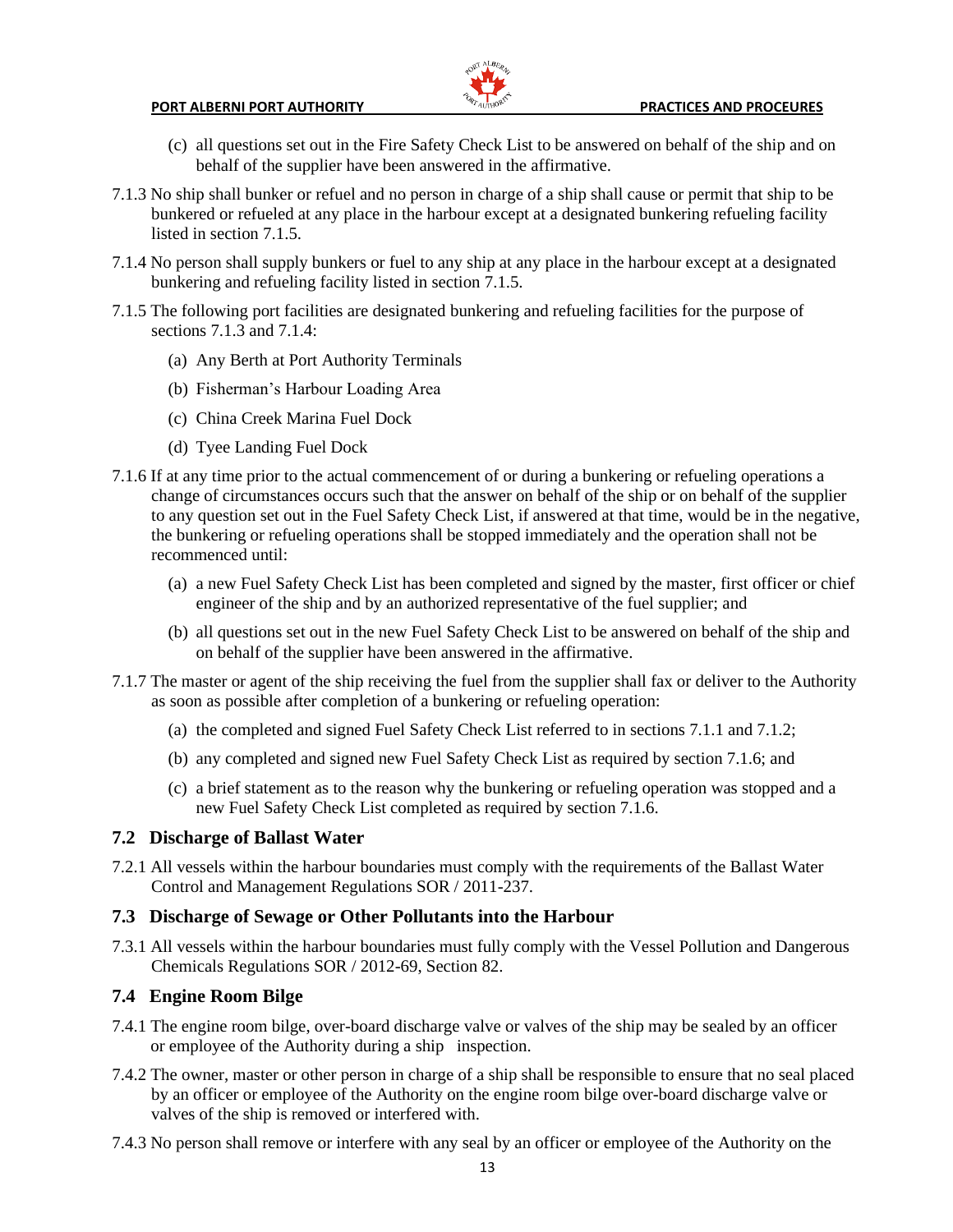(c) all questions set out in the Fire Safety Check List to be answered on behalf of the ship and on behalf of the supplier have been answered in the affirmative.

7.1.3 No ship shall bunker or refuel and no person in charge of a ship shall cause or permit that ship to be bunkered or refueled at any place in the harbour except at a designated bunkering refueling facility listed in section 7.1.5.

7.1.4 No person shall supply bunkers or fuel to any ship at any place in the harbour except at a designated bunkering and refueling facility listed in section 7.1.5.

7.1.5 The following port facilities are designated bunkering and refueling facilities for the purpose of sections 7.1.3 and 7.1.4:

(a) Any Berth at Port Authority Terminals

(b) Fisherman's Harbour Loading Area

(c) China Creek Marina Fuel Dock

(d) Tyee Landing Fuel Dock

7.1.6 If at any time prior to the actual commencement of or during a bunkering or refueling operations a change of circumstances occurs such that the answer on behalf of the ship or on behalf of the supplier to any question set out in the Fuel Safety Check List, if answered at that time, would be in the negative, the bunkering or refueling operations shall be stopped immediately and the operation shall not be recommenced until:

(a) a new Fuel Safety Check List has been completed and signed by the master, first officer or chief engineer of the ship and by an authorized representative of the fuel supplier; and

(b) all questions set out in the new Fuel Safety Check List to be answered on behalf of the ship and on behalf of the supplier have been answered in the affirmative.

7.1.7 The master or agent of the ship receiving the fuel from the supplier shall fax or deliver to the Authority as soon as possible after completion of a bunkering or refueling operation:

(a) the completed and signed Fuel Safety Check List referred to in sections 7.1.1 and 7.1.2;

(b) any completed and signed new Fuel Safety Check List as required by section 7.1.6; and

(c) a brief statement as to the reason why the bunkering or refueling operation was stopped and a new Fuel Safety Check List completed as required by section 7.1.6.

### 7.2 Discharge of Ballast Water

7.2.1 All vessels within the harbour boundaries must comply with the requirements of the Ballast Water Control and Management Regulations SOR / 2011-237.

### 7.3 Discharge of Sewage or Other Pollutants into the Harbour

7.3.1 All vessels within the harbour boundaries must fully comply with the Vessel Pollution and Dangerous Chemicals Regulations SOR / 2012-69, Section 82.

### 7.4 Engine Room Bilge

7.4.1 The engine room bilge, over-board discharge valve or valves of the ship may be sealed by an officer or employee of the Authority during a ship inspection.

7.4.2 The owner, master or other person in charge of a ship shall be responsible to ensure that no seal placed by an officer or employee of the Authority on the engine room bilge over-board discharge valve or valves of the ship is removed or interfered with.

7.4.3 No person shall remove or interfere with any seal by an officer or employee of the Authority on the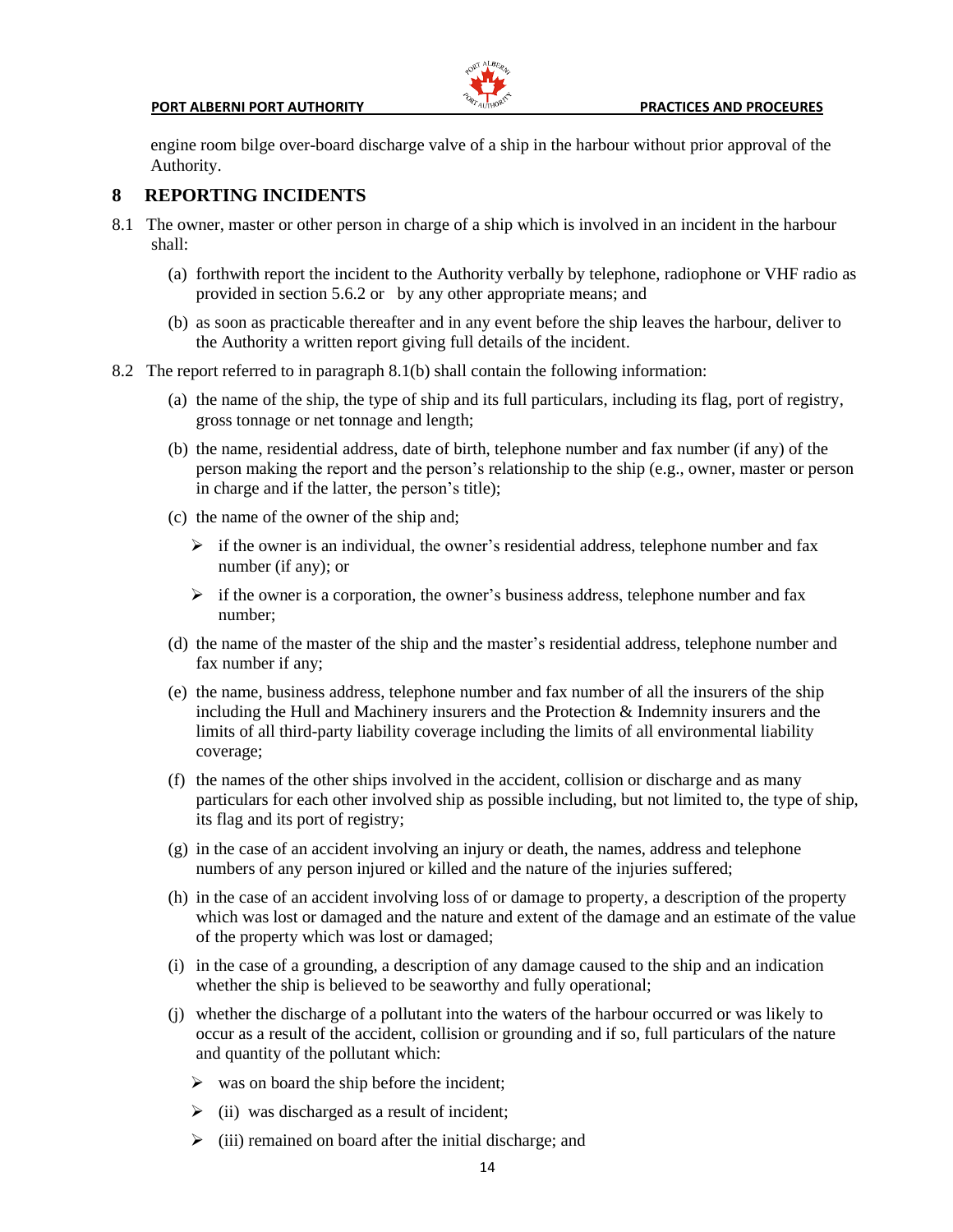engine room bilge over-board discharge valve of a ship in the harbour without prior approval of the Authority.

## 8 REPORTING INCIDENTS

8.1 The owner, master or other person in charge of a ship which is involved in an incident in the harbour shall:

(a) forthwith report the incident to the Authority verbally by telephone, radiophone or VHF radio as provided in section 5.6.2 or by any other appropriate means; and

(b) as soon as practicable thereafter and in any event before the ship leaves the harbour, deliver to the Authority a written report giving full details of the incident.

8.2 The report referred to in paragraph 8.1(b) shall contain the following information:

(a) the name of the ship, the type of ship and its full particulars, including its flag, port of registry, gross tonnage or net tonnage and length;

(b) the name, residential address, date of birth, telephone number and fax number (if any) of the person making the report and the person's relationship to the ship (e.g., owner, master or person in charge and if the latter, the person's title);

(c) the name of the owner of the ship and;

- if the owner is an individual, the owner's residential address, telephone number and fax number (if any); or
- if the owner is a corporation, the owner's business address, telephone number and fax number;

(d) the name of the master of the ship and the master's residential address, telephone number and fax number if any;

(e) the name, business address, telephone number and fax number of all the insurers of the ship including the Hull and Machinery insurers and the Protection & Indemnity insurers and the limits of all third-party liability coverage including the limits of all environmental liability coverage;

(f) the names of the other ships involved in the accident, collision or discharge and as many particulars for each other involved ship as possible including, but not limited to, the type of ship, its flag and its port of registry;

(g) in the case of an accident involving an injury or death, the names, address and telephone numbers of any person injured or killed and the nature of the injuries suffered;

(h) in the case of an accident involving loss of or damage to property, a description of the property which was lost or damaged and the nature and extent of the damage and an estimate of the value of the property which was lost or damaged;

(i) in the case of a grounding, a description of any damage caused to the ship and an indication whether the ship is believed to be seaworthy and fully operational;

(j) whether the discharge of a pollutant into the waters of the harbour occurred or was likely to occur as a result of the accident, collision or grounding and if so, full particulars of the nature and quantity of the pollutant which:

- was on board the ship before the incident;
- (ii) was discharged as a result of incident;
- (iii) remained on board after the initial discharge; and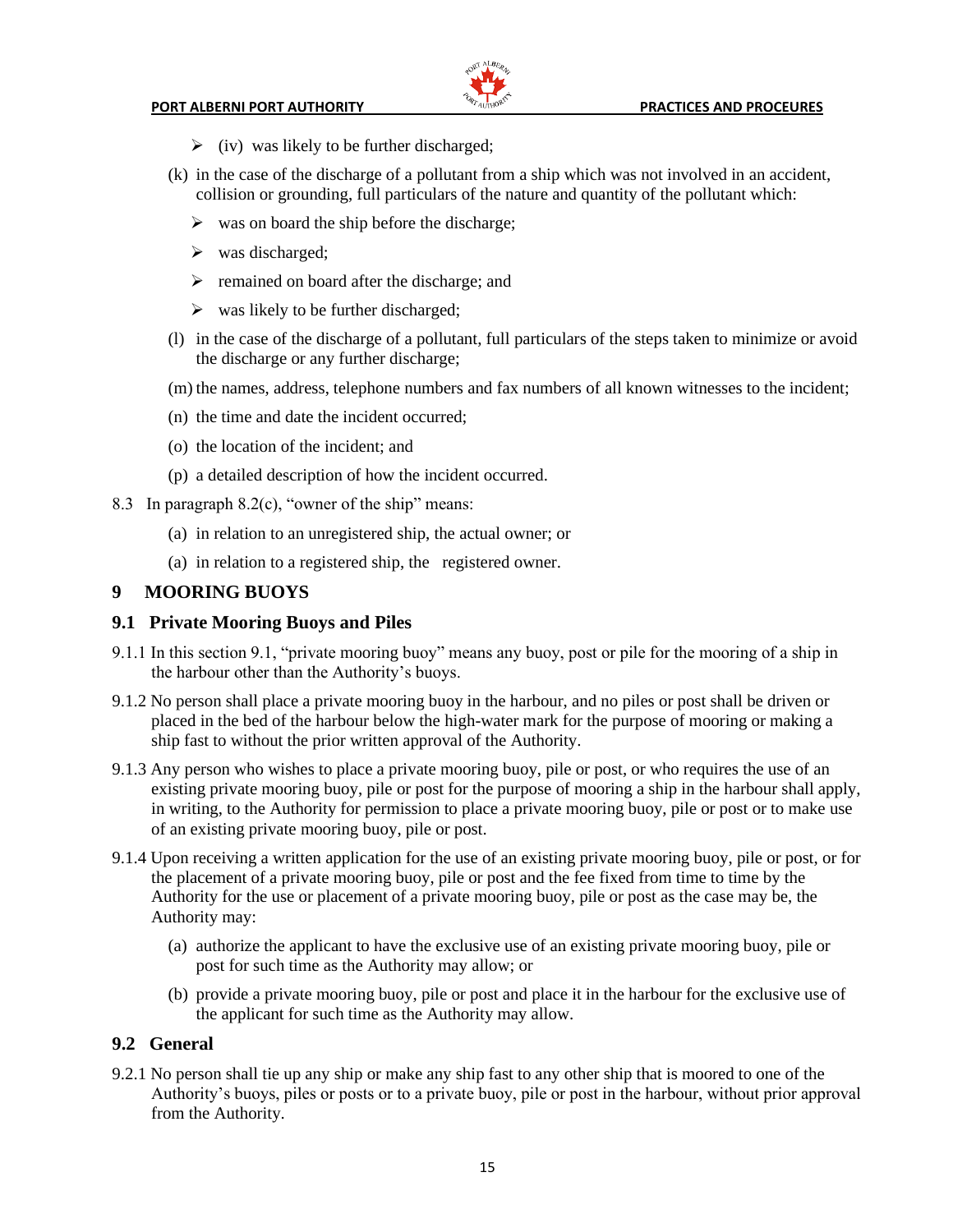- (iv) was likely to be further discharged;

(k) in the case of the discharge of a pollutant from a ship which was not involved in an accident, collision or grounding, full particulars of the nature and quantity of the pollutant which:

- was on board the ship before the discharge;
- was discharged;
- remained on board after the discharge; and
- was likely to be further discharged;

(l) in the case of the discharge of a pollutant, full particulars of the steps taken to minimize or avoid the discharge or any further discharge;

(m) the names, address, telephone numbers and fax numbers of all known witnesses to the incident;

(n) the time and date the incident occurred;

(o) the location of the incident; and

(p) a detailed description of how the incident occurred.

8.3 In paragraph 8.2(c), "owner of the ship" means:

(a) in relation to an unregistered ship, the actual owner; or

(a) in relation to a registered ship, the registered owner.

# 9 MOORING BUOYS

## 9.1 Private Mooring Buoys and Piles

9.1.1 In this section 9.1, "private mooring buoy" means any buoy, post or pile for the mooring of a ship in the harbour other than the Authority's buoys.

9.1.2 No person shall place a private mooring buoy in the harbour, and no piles or post shall be driven or placed in the bed of the harbour below the high-water mark for the purpose of mooring or making a ship fast to without the prior written approval of the Authority.

9.1.3 Any person who wishes to place a private mooring buoy, pile or post, or who requires the use of an existing private mooring buoy, pile or post for the purpose of mooring a ship in the harbour shall apply, in writing, to the Authority for permission to place a private mooring buoy, pile or post or to make use of an existing private mooring buoy, pile or post.

9.1.4 Upon receiving a written application for the use of an existing private mooring buoy, pile or post, or for the placement of a private mooring buoy, pile or post and the fee fixed from time to time by the Authority for the use or placement of a private mooring buoy, pile or post as the case may be, the Authority may:

(a) authorize the applicant to have the exclusive use of an existing private mooring buoy, pile or post for such time as the Authority may allow; or

(b) provide a private mooring buoy, pile or post and place it in the harbour for the exclusive use of the applicant for such time as the Authority may allow.

## 9.2 General

9.2.1 No person shall tie up any ship or make any ship fast to any other ship that is moored to one of the Authority's buoys, piles or posts or to a private buoy, pile or post in the harbour, without prior approval from the Authority.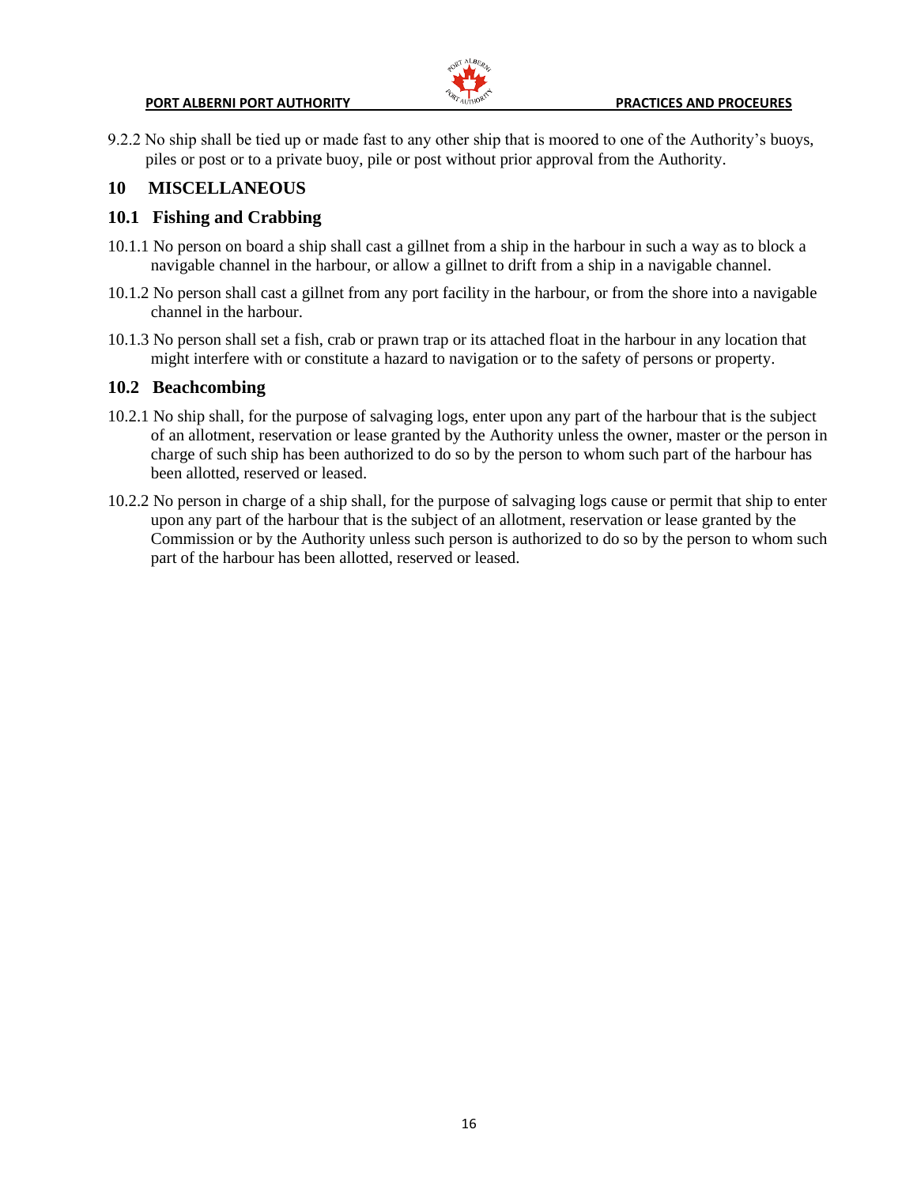9.2.2 No ship shall be tied up or made fast to any other ship that is moored to one of the Authority's buoys, piles or post or to a private buoy, pile or post without prior approval from the Authority.

# 10 MISCELLANEOUS

## 10.1 Fishing and Crabbing

10.1.1 No person on board a ship shall cast a gillnet from a ship in the harbour in such a way as to block a navigable channel in the harbour, or allow a gillnet to drift from a ship in a navigable channel.

10.1.2 No person shall cast a gillnet from any port facility in the harbour, or from the shore into a navigable channel in the harbour.

10.1.3 No person shall set a fish, crab or prawn trap or its attached float in the harbour in any location that might interfere with or constitute a hazard to navigation or to the safety of persons or property.

## 10.2 Beachcombing

10.2.1 No ship shall, for the purpose of salvaging logs, enter upon any part of the harbour that is the subject of an allotment, reservation or lease granted by the Authority unless the owner, master or the person in charge of such ship has been authorized to do so by the person to whom such part of the harbour has been allotted, reserved or leased.

10.2.2 No person in charge of a ship shall, for the purpose of salvaging logs cause or permit that ship to enter upon any part of the harbour that is the subject of an allotment, reservation or lease granted by the Commission or by the Authority unless such person is authorized to do so by the person to whom such part of the harbour has been allotted, reserved or leased.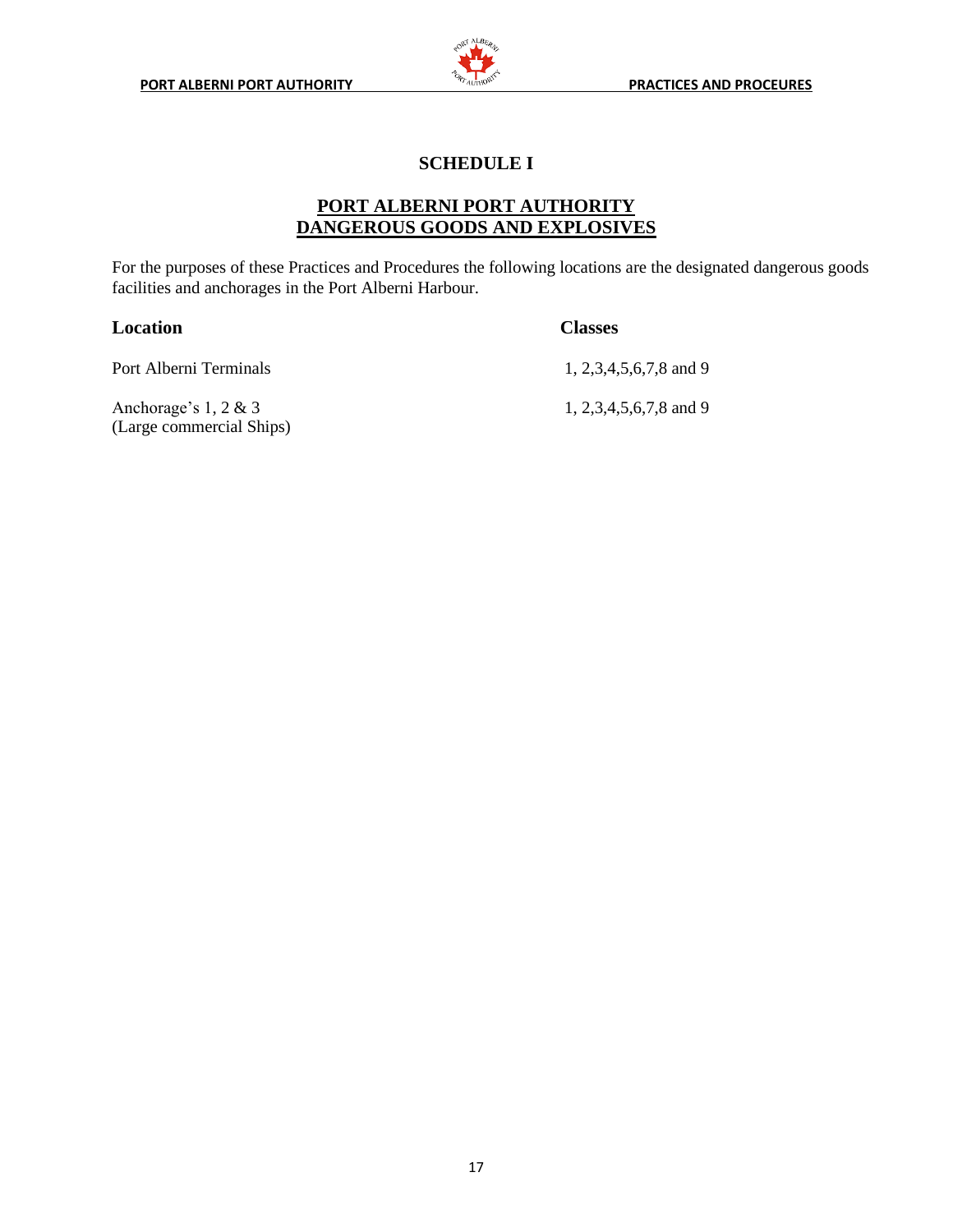# SCHEDULE I

## PORT ALBERNI PORT AUTHORITY DANGEROUS GOODS AND EXPLOSIVES

For the purposes of these Practices and Procedures the following locations are the designated dangerous goods facilities and anchorages in the Port Alberni Harbour.

| **Location** | **Classes** |
| --- | --- |
| Port Alberni Terminals | 1, 2,3,4,5,6,7,8 and 9 |
| Anchorage's 1, 2 & 3 (Large commercial Ships) | 1, 2,3,4,5,6,7,8 and 9 |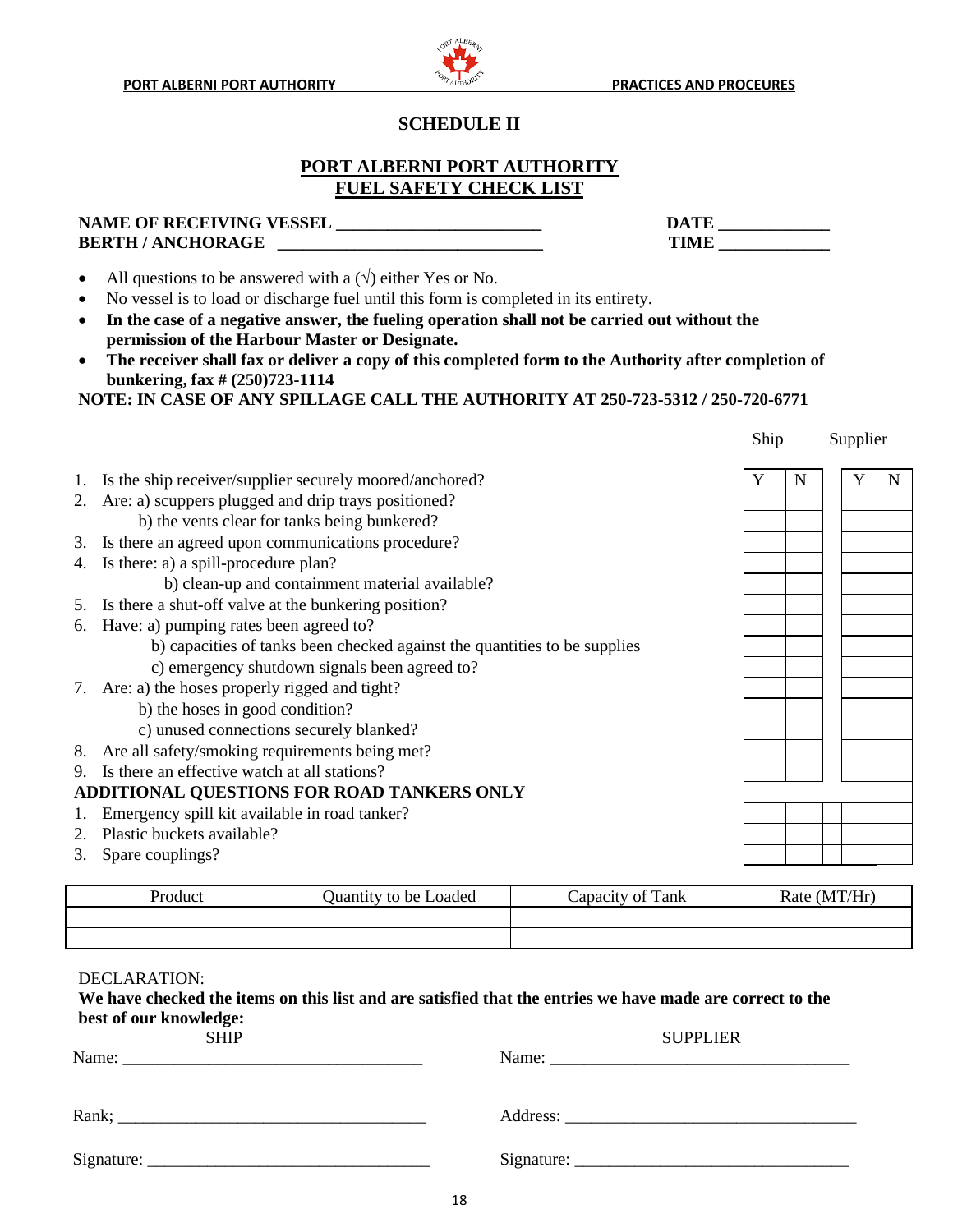## SCHEDULE II

## PORT ALBERNI PORT AUTHORITY
## FUEL SAFETY CHECK LIST

**NAME OF RECEIVING VESSEL _______________________** **DATE ____________**
**BERTH / ANCHORAGE _____________________________** **TIME ____________**

- All questions to be answered with a (√) either Yes or No.
- No vessel is to load or discharge fuel until this form is completed in its entirety.
- **In the case of a negative answer, the fueling operation shall not be carried out without the permission of the Harbour Master or Designate.**
- **The receiver shall fax or deliver a copy of this completed form to the Authority after completion of bunkering, fax # (250)723-1114**

**NOTE: IN CASE OF ANY SPILLAGE CALL THE AUTHORITY AT 250-723-5312 / 250-720-6771**

| | Ship Y | Ship N | Supplier Y | Supplier N |
|---|---|---|---|---|
| 1. Is the ship receiver/supplier securely moored/anchored? | | | | |
| 2. Are: a) scuppers plugged and drip trays positioned? | | | | |
| b) the vents clear for tanks being bunkered? | | | | |
| 3. Is there an agreed upon communications procedure? | | | | |
| 4. Is there: a) a spill-procedure plan? | | | | |
| b) clean-up and containment material available? | | | | |
| 5. Is there a shut-off valve at the bunkering position? | | | | |
| 6. Have: a) pumping rates been agreed to? | | | | |
| b) capacities of tanks been checked against the quantities to be supplies | | | | |
| c) emergency shutdown signals been agreed to? | | | | |
| 7. Are: a) the hoses properly rigged and tight? | | | | |
| b) the hoses in good condition? | | | | |
| c) unused connections securely blanked? | | | | |
| 8. Are all safety/smoking requirements being met? | | | | |
| 9. Is there an effective watch at all stations? | | | | |
| **ADDITIONAL QUESTIONS FOR ROAD TANKERS ONLY** | | | | |
| 1. Emergency spill kit available in road tanker? | | | | |
| 2. Plastic buckets available? | | | | |
| 3. Spare couplings? | | | | |

| Product | Quantity to be Loaded | Capacity of Tank | Rate (MT/Hr) |
|---|---|---|---|
| | | | |
| | | | |

DECLARATION:

**We have checked the items on this list and are satisfied that the entries we have made are correct to the best of our knowledge:**

| SHIP | SUPPLIER |
|---|---|
| Name: ______________________________ | Name: ______________________________ |
| Rank; ______________________________ | Address: ______________________________ |
| Signature: ______________________________ | Signature: ______________________________ |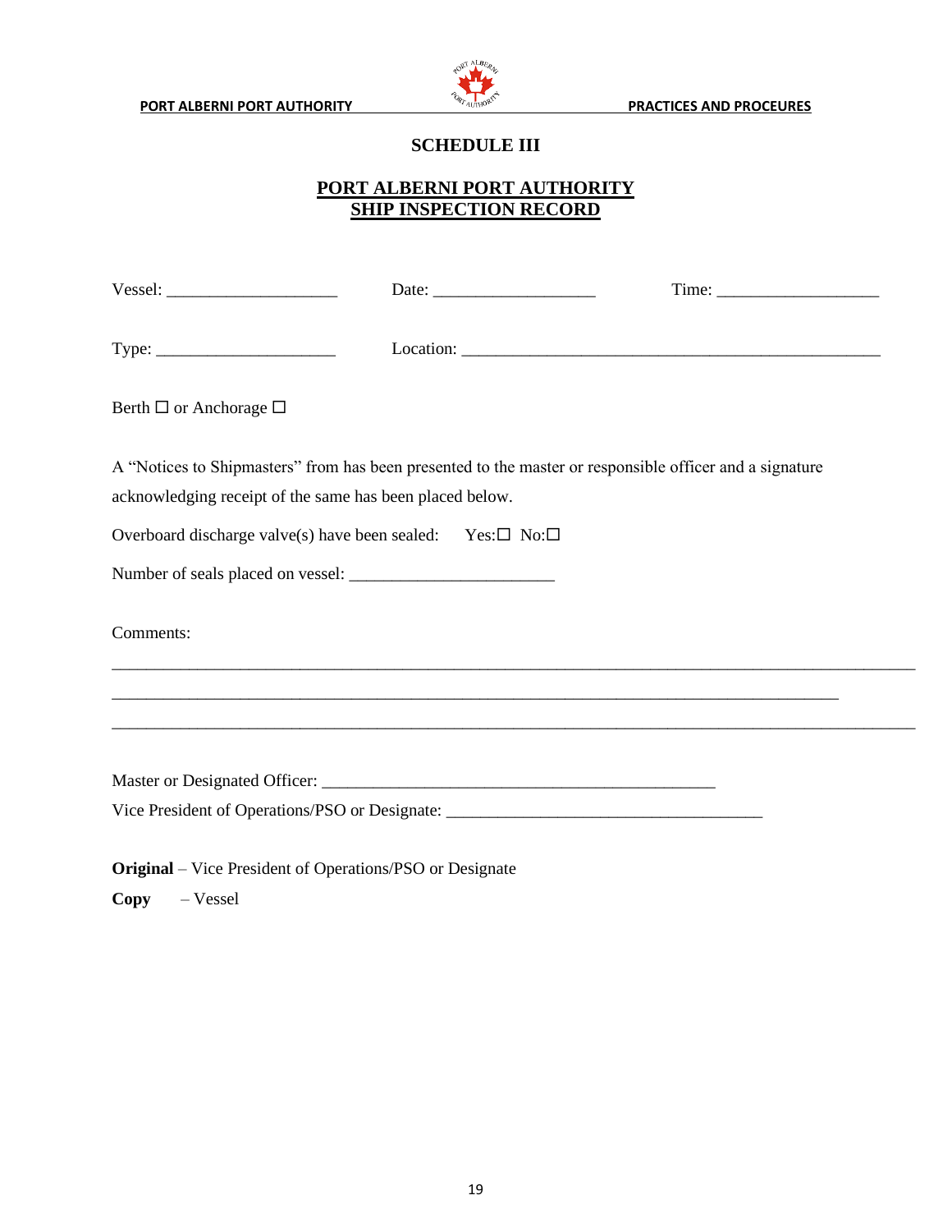## SCHEDULE III

## PORT ALBERNI PORT AUTHORITY
## SHIP INSPECTION RECORD

Vessel: ____________________ Date: ___________________ Time: ___________________

Type: _____________________ Location: _______________________________________________

Berth ☐ or Anchorage ☐

A "Notices to Shipmasters" from has been presented to the master or responsible officer and a signature acknowledging receipt of the same has been placed below.

Overboard discharge valve(s) have been sealed: Yes:☐ No:☐

Number of seals placed on vessel: _______________________

Comments:

_____________________________________________________________________________________

_____________________________________________________________________________________

_____________________________________________________________________________________

Master or Designated Officer: _____________________________________________

Vice President of Operations/PSO or Designate: ____________________________________

**Original** – Vice President of Operations/PSO or Designate

**Copy** – Vessel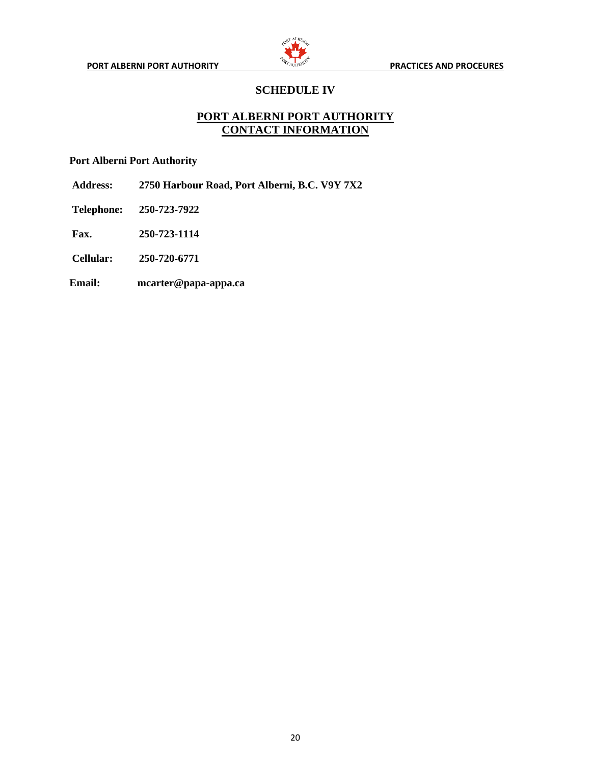## SCHEDULE IV

## PORT ALBERNI PORT AUTHORITY CONTACT INFORMATION

**Port Alberni Port Authority**

**Address:** **2750 Harbour Road, Port Alberni, B.C. V9Y 7X2**

**Telephone:** **250-723-7922**

**Fax.** **250-723-1114**

**Cellular:** **250-720-6771**

**Email:** **mcarter@papa-appa.ca**